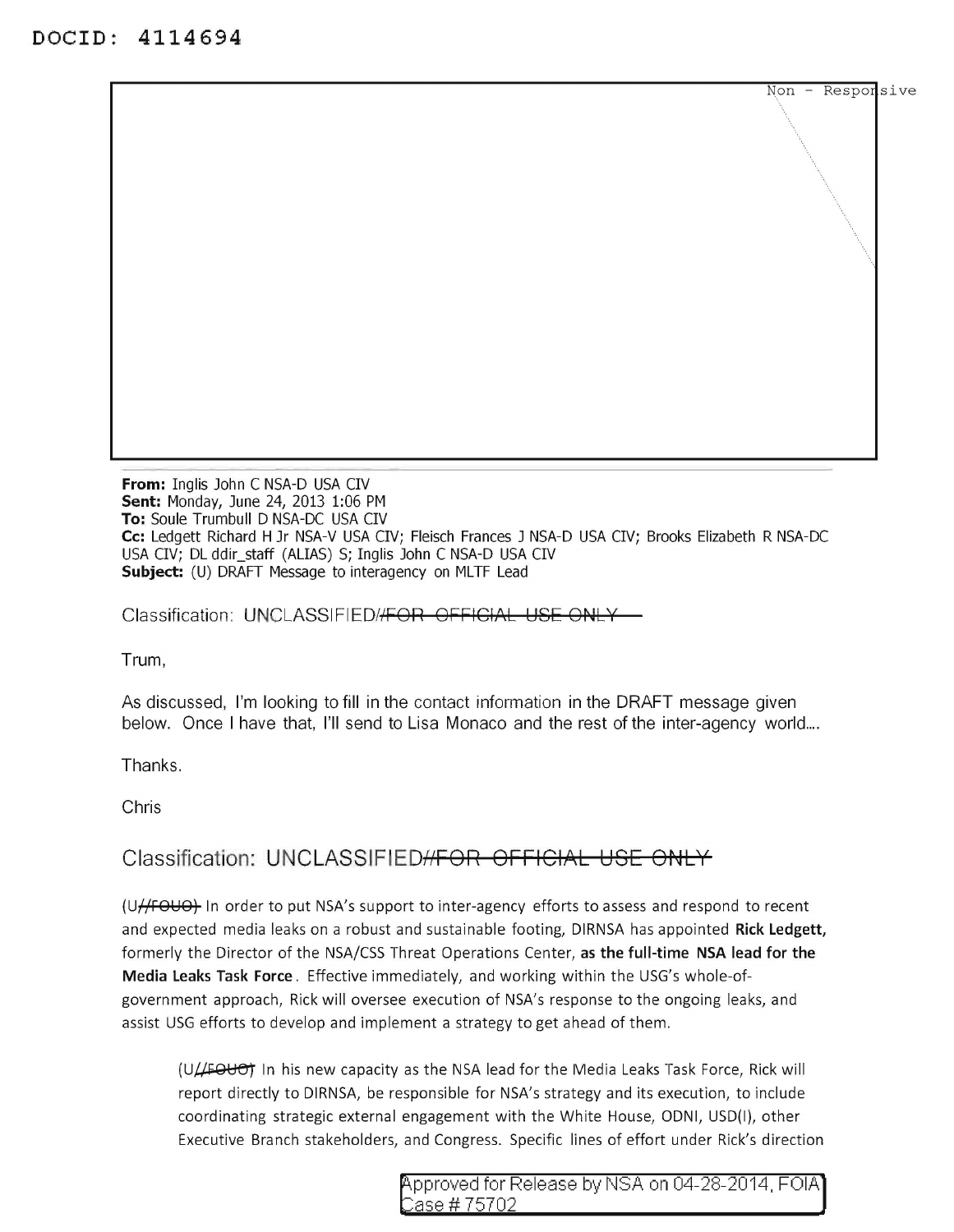DOCID: 4114694

Non - Responsive

**From:** Inglis John C NSA-D USA CIV
**Sent:** Monday, June 24, 2013 1:06 PM
**To:** Soule Trumbull D NSA-DC USA CIV
**Cc:** Ledgett Richard H Jr NSA-V USA CIV; Fleisch Frances J NSA-D USA CIV; Brooks Elizabeth R NSA-DC USA CIV; DL ddir_staff (ALIAS) S; Inglis John C NSA-D USA CIV
**Subject:** (U) DRAFT Message to interagency on MLTF Lead

Classification: UNCLASSIFIED//~~FOR OFFICIAL USE ONLY~~

Trum,

As discussed, I'm looking to fill in the contact information in the DRAFT message given below. Once I have that, I'll send to Lisa Monaco and the rest of the inter-agency world....

Thanks.

Chris

Classification: UNCLASSIFIED//~~FOR OFFICIAL USE ONLY~~

(U//~~FOUO~~) In order to put NSA's support to inter-agency efforts to assess and respond to recent and expected media leaks on a robust and sustainable footing, DIRNSA has appointed **Rick Ledgett,** formerly the Director of the NSA/CSS Threat Operations Center, **as the full-time NSA lead for the Media Leaks Task Force**. Effective immediately, and working within the USG's whole-of-government approach, Rick will oversee execution of NSA's response to the ongoing leaks, and assist USG efforts to develop and implement a strategy to get ahead of them.

> (U//~~FOUO~~) In his new capacity as the NSA lead for the Media Leaks Task Force, Rick will report directly to DIRNSA, be responsible for NSA's strategy and its execution, to include coordinating strategic external engagement with the White House, ODNI, USD(I), other Executive Branch stakeholders, and Congress. Specific lines of effort under Rick's direction

Approved for Release by NSA on 04-28-2014, FOIA Case # 75702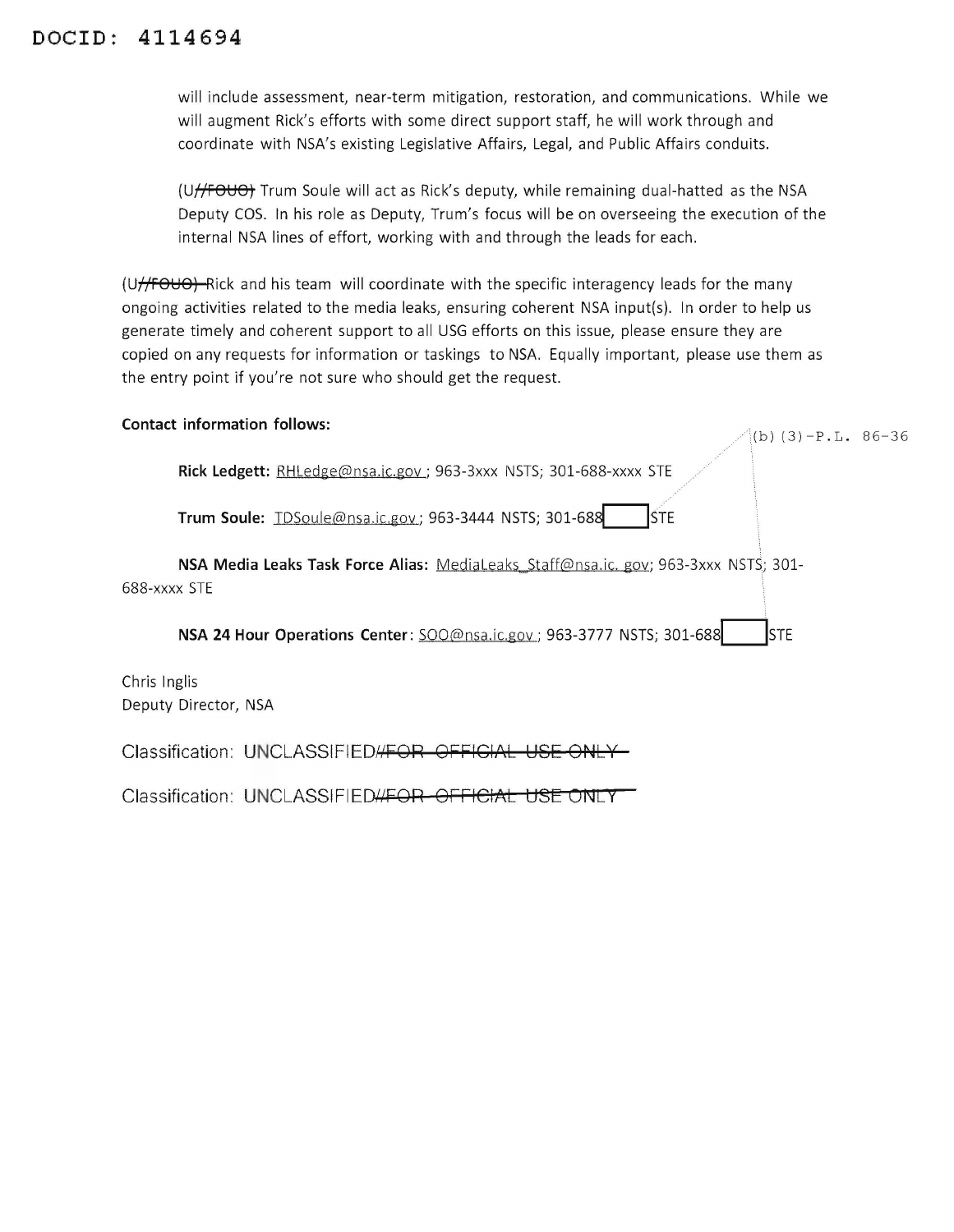DOCID: 4114694

will include assessment, near-term mitigation, restoration, and communications. While we will augment Rick's efforts with some direct support staff, he will work through and coordinate with NSA's existing Legislative Affairs, Legal, and Public Affairs conduits.

(U~~//FOUO~~) Trum Soule will act as Rick's deputy, while remaining dual-hatted as the NSA Deputy COS. In his role as Deputy, Trum's focus will be on overseeing the execution of the internal NSA lines of effort, working with and through the leads for each.

(U~~//FOUO~~) Rick and his team will coordinate with the specific interagency leads for the many ongoing activities related to the media leaks, ensuring coherent NSA input(s). In order to help us generate timely and coherent support to all USG efforts on this issue, please ensure they are copied on any requests for information or taskings to NSA. Equally important, please use them as the entry point if you're not sure who should get the request.

**Contact information follows:**

(b)(3)-P.L. 86-36

**Rick Ledgett:** RHLedge@nsa.ic.gov ; 963-3xxx NSTS; 301-688-xxxx STE

**Trum Soule:** TDSoule@nsa.ic.gov ; 963-3444 NSTS; 301-688[ ] STE

**NSA Media Leaks Task Force Alias:** MediaLeaks_Staff@nsa.ic. gov; 963-3xxx NSTS; 301-688-xxxx STE

**NSA 24 Hour Operations Center**: SOO@nsa.ic.gov ; 963-3777 NSTS; 301-688[ ] STE

Chris Inglis
Deputy Director, NSA

Classification: UNCLASSIFIED~~//FOR OFFICIAL USE ONLY~~

Classification: UNCLASSIFIED~~//FOR OFFICIAL USE ONLY~~